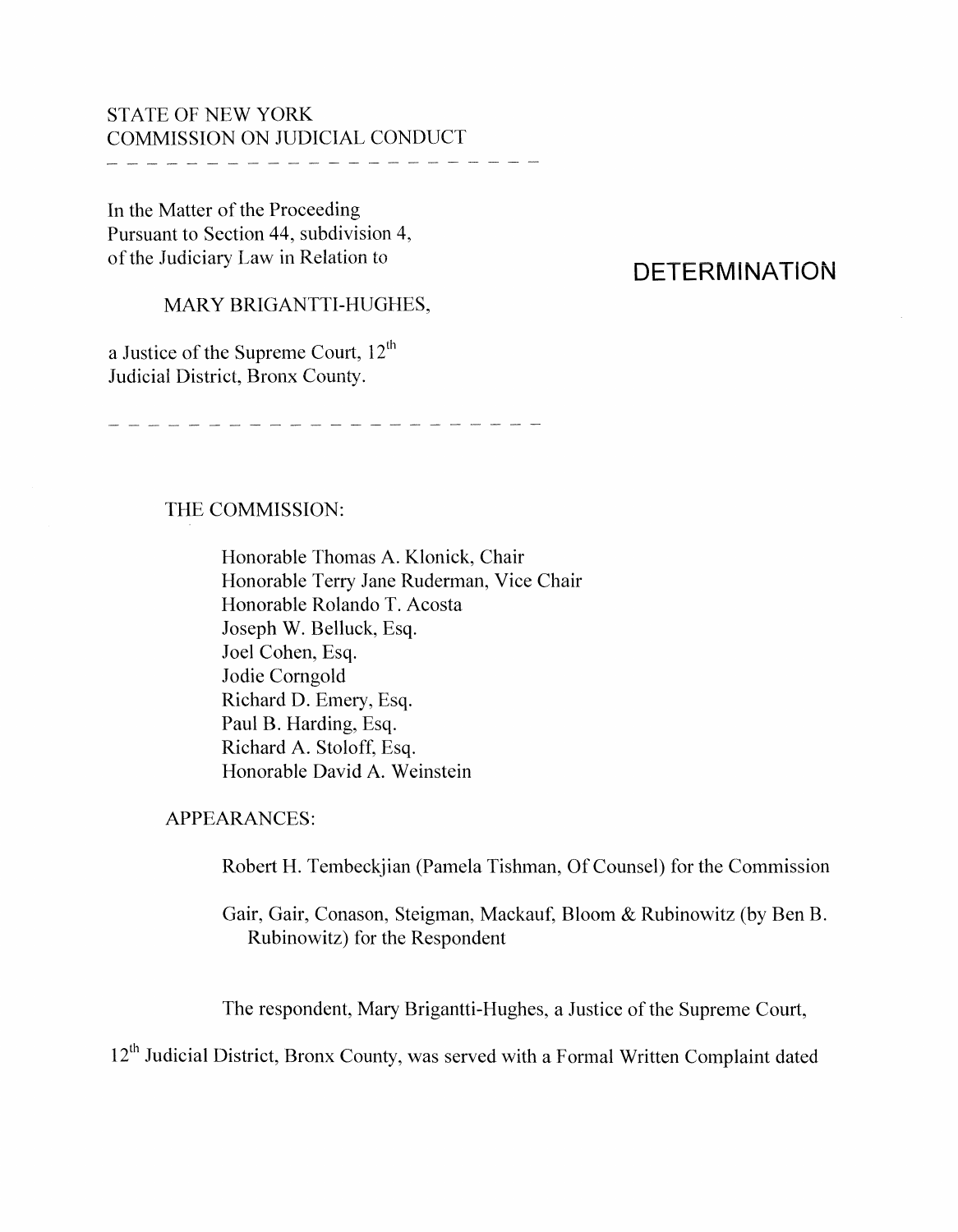STATE OF NEW YORK
COMMISSION ON JUDICIAL CONDUCT

---

In the Matter of the Proceeding
Pursuant to Section 44, subdivision 4,
of the Judiciary Law in Relation to

MARY BRIGANTTI-HUGHES,

a Justice of the Supreme Court, 12th Judicial District, Bronx County.

---

# DETERMINATION

THE COMMISSION:

Honorable Thomas A. Klonick, Chair
Honorable Terry Jane Ruderman, Vice Chair
Honorable Rolando T. Acosta
Joseph W. Belluck, Esq.
Joel Cohen, Esq.
Jodie Corngold
Richard D. Emery, Esq.
Paul B. Harding, Esq.
Richard A. Stoloff, Esq.
Honorable David A. Weinstein

APPEARANCES:

Robert H. Tembeckjian (Pamela Tishman, Of Counsel) for the Commission

Gair, Gair, Conason, Steigman, Mackauf, Bloom & Rubinowitz (by Ben B. Rubinowitz) for the Respondent

The respondent, Mary Brigantti-Hughes, a Justice of the Supreme Court, 12th Judicial District, Bronx County, was served with a Formal Written Complaint dated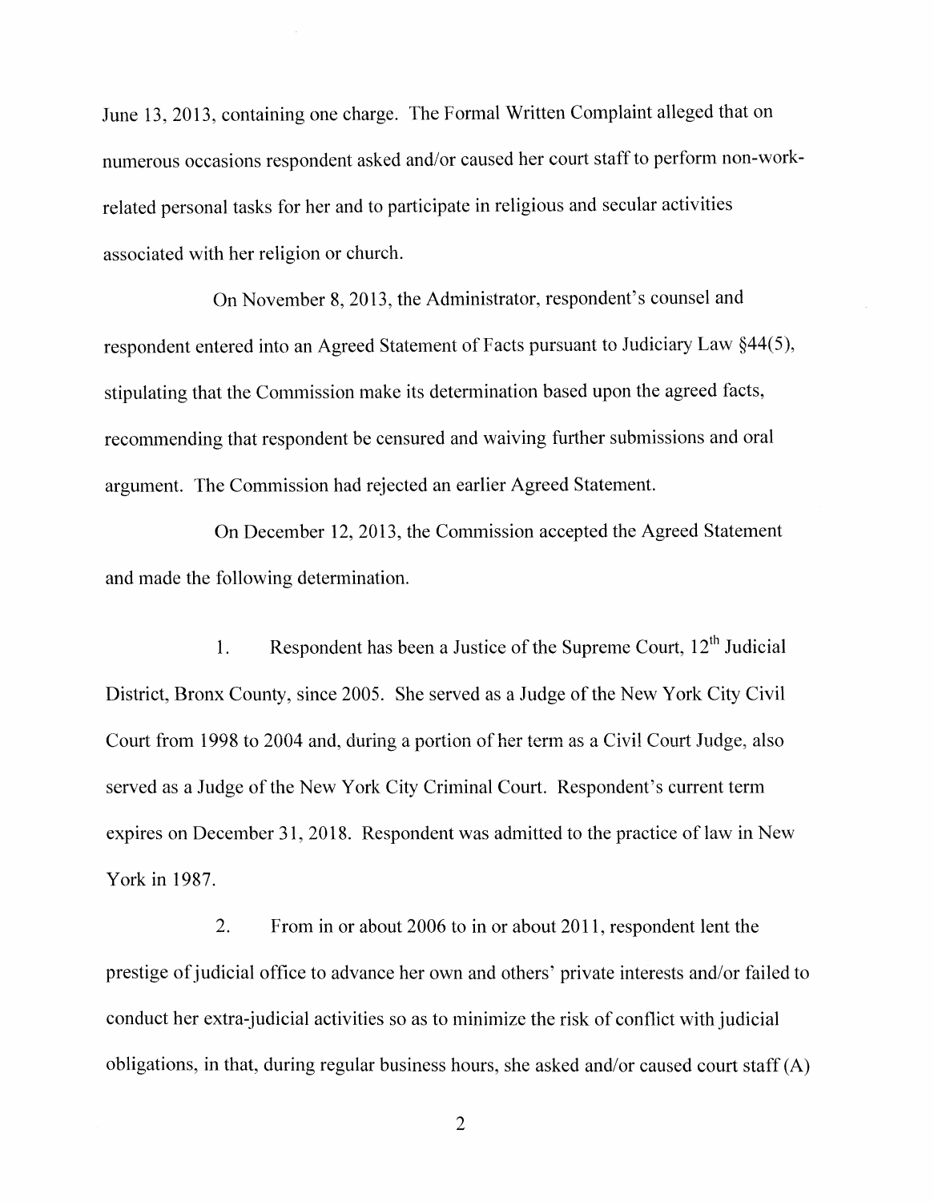June 13, 2013, containing one charge. The Formal Written Complaint alleged that on numerous occasions respondent asked and/or caused her court staff to perform non-work-related personal tasks for her and to participate in religious and secular activities associated with her religion or church.

On November 8, 2013, the Administrator, respondent's counsel and respondent entered into an Agreed Statement of Facts pursuant to Judiciary Law §44(5), stipulating that the Commission make its determination based upon the agreed facts, recommending that respondent be censured and waiving further submissions and oral argument. The Commission had rejected an earlier Agreed Statement.

On December 12, 2013, the Commission accepted the Agreed Statement and made the following determination.

1. Respondent has been a Justice of the Supreme Court, 12th Judicial District, Bronx County, since 2005. She served as a Judge of the New York City Civil Court from 1998 to 2004 and, during a portion of her term as a Civil Court Judge, also served as a Judge of the New York City Criminal Court. Respondent's current term expires on December 31, 2018. Respondent was admitted to the practice of law in New York in 1987.

2. From in or about 2006 to in or about 2011, respondent lent the prestige of judicial office to advance her own and others' private interests and/or failed to conduct her extra-judicial activities so as to minimize the risk of conflict with judicial obligations, in that, during regular business hours, she asked and/or caused court staff (A)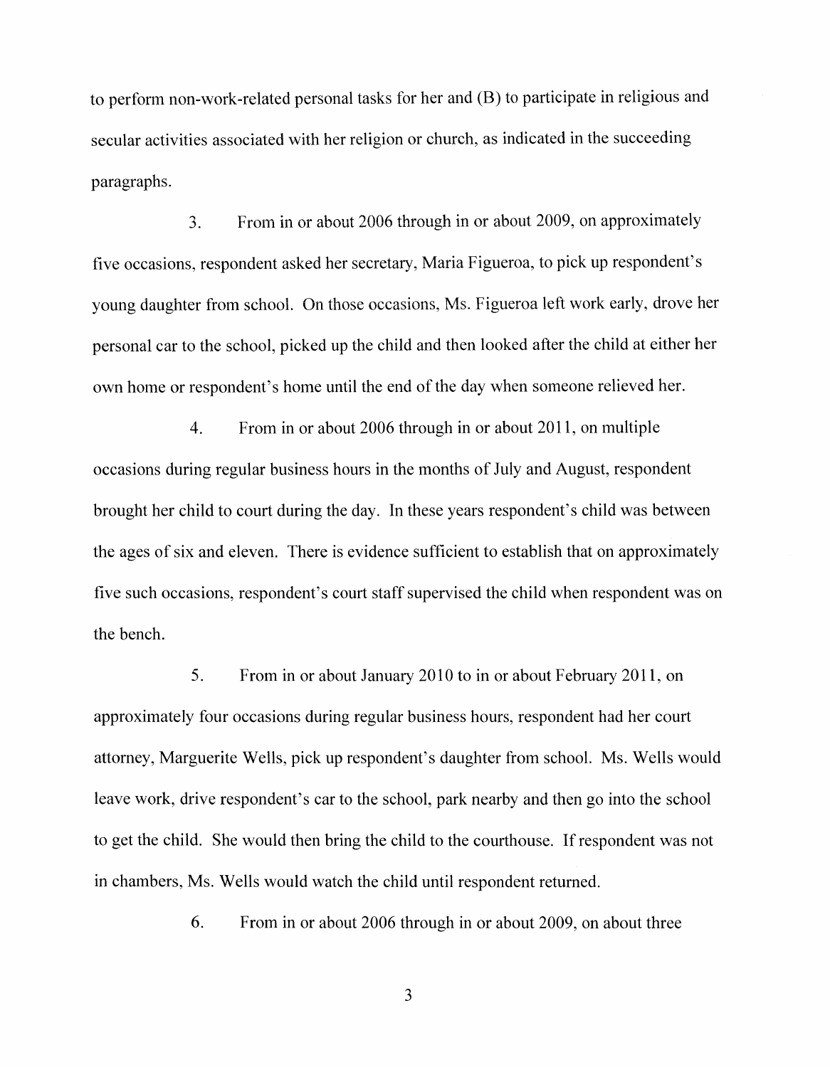to perform non-work-related personal tasks for her and (B) to participate in religious and secular activities associated with her religion or church, as indicated in the succeeding paragraphs.

3. From in or about 2006 through in or about 2009, on approximately five occasions, respondent asked her secretary, Maria Figueroa, to pick up respondent's young daughter from school. On those occasions, Ms. Figueroa left work early, drove her personal car to the school, picked up the child and then looked after the child at either her own home or respondent's home until the end of the day when someone relieved her.

4. From in or about 2006 through in or about 2011, on multiple occasions during regular business hours in the months of July and August, respondent brought her child to court during the day. In these years respondent's child was between the ages of six and eleven. There is evidence sufficient to establish that on approximately five such occasions, respondent's court staff supervised the child when respondent was on the bench.

5. From in or about January 2010 to in or about February 2011, on approximately four occasions during regular business hours, respondent had her court attorney, Marguerite Wells, pick up respondent's daughter from school. Ms. Wells would leave work, drive respondent's car to the school, park nearby and then go into the school to get the child. She would then bring the child to the courthouse. If respondent was not in chambers, Ms. Wells would watch the child until respondent returned.

6. From in or about 2006 through in or about 2009, on about three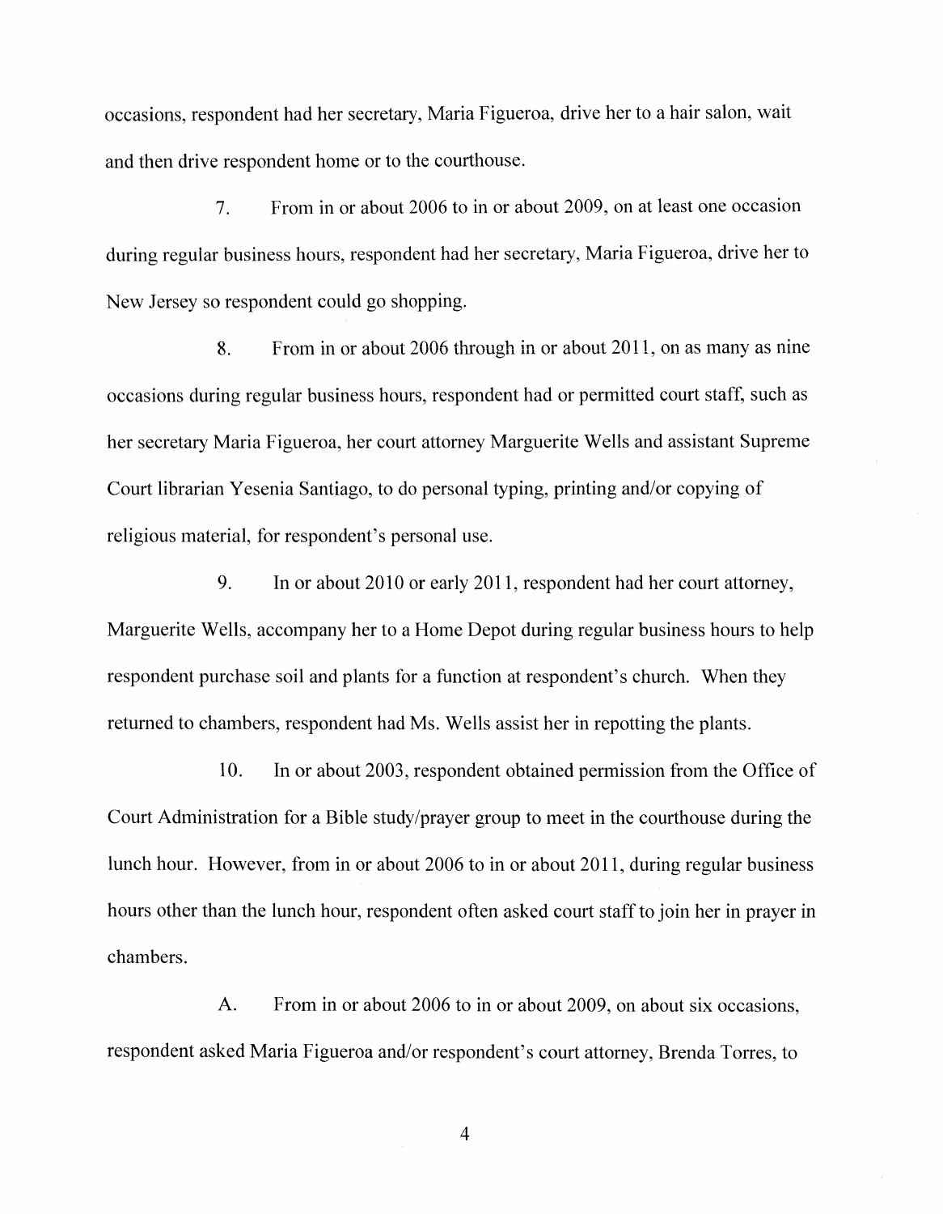occasions, respondent had her secretary, Maria Figueroa, drive her to a hair salon, wait and then drive respondent home or to the courthouse.

7. From in or about 2006 to in or about 2009, on at least one occasion during regular business hours, respondent had her secretary, Maria Figueroa, drive her to New Jersey so respondent could go shopping.

8. From in or about 2006 through in or about 2011, on as many as nine occasions during regular business hours, respondent had or permitted court staff, such as her secretary Maria Figueroa, her court attorney Marguerite Wells and assistant Supreme Court librarian Yesenia Santiago, to do personal typing, printing and/or copying of religious material, for respondent's personal use.

9. In or about 2010 or early 2011, respondent had her court attorney, Marguerite Wells, accompany her to a Home Depot during regular business hours to help respondent purchase soil and plants for a function at respondent's church. When they returned to chambers, respondent had Ms. Wells assist her in repotting the plants.

10. In or about 2003, respondent obtained permission from the Office of Court Administration for a Bible study/prayer group to meet in the courthouse during the lunch hour. However, from in or about 2006 to in or about 2011, during regular business hours other than the lunch hour, respondent often asked court staff to join her in prayer in chambers.

A. From in or about 2006 to in or about 2009, on about six occasions, respondent asked Maria Figueroa and/or respondent's court attorney, Brenda Torres, to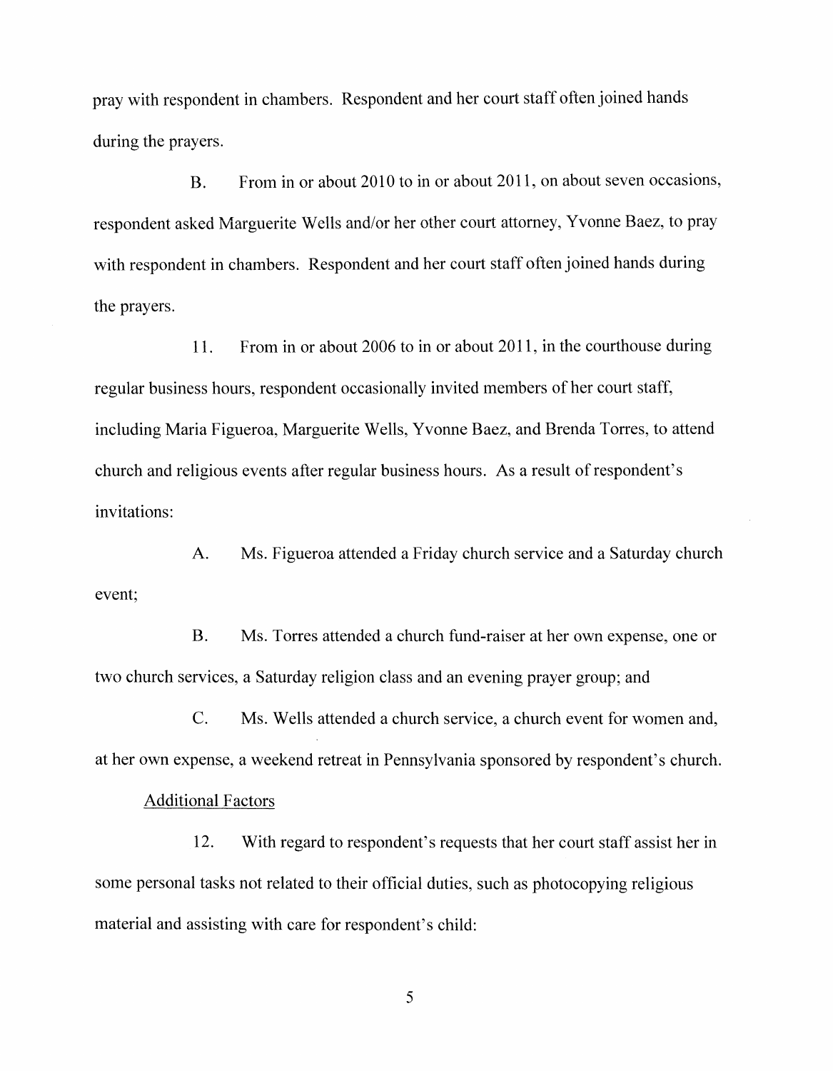pray with respondent in chambers. Respondent and her court staff often joined hands during the prayers.

B. From in or about 2010 to in or about 2011, on about seven occasions, respondent asked Marguerite Wells and/or her other court attorney, Yvonne Baez, to pray with respondent in chambers. Respondent and her court staff often joined hands during the prayers.

11. From in or about 2006 to in or about 2011, in the courthouse during regular business hours, respondent occasionally invited members of her court staff, including Maria Figueroa, Marguerite Wells, Yvonne Baez, and Brenda Torres, to attend church and religious events after regular business hours. As a result of respondent's invitations:

A. Ms. Figueroa attended a Friday church service and a Saturday church event;

B. Ms. Torres attended a church fund-raiser at her own expense, one or two church services, a Saturday religion class and an evening prayer group; and

C. Ms. Wells attended a church service, a church event for women and, at her own expense, a weekend retreat in Pennsylvania sponsored by respondent's church.

Additional Factors

12. With regard to respondent's requests that her court staff assist her in some personal tasks not related to their official duties, such as photocopying religious material and assisting with care for respondent's child: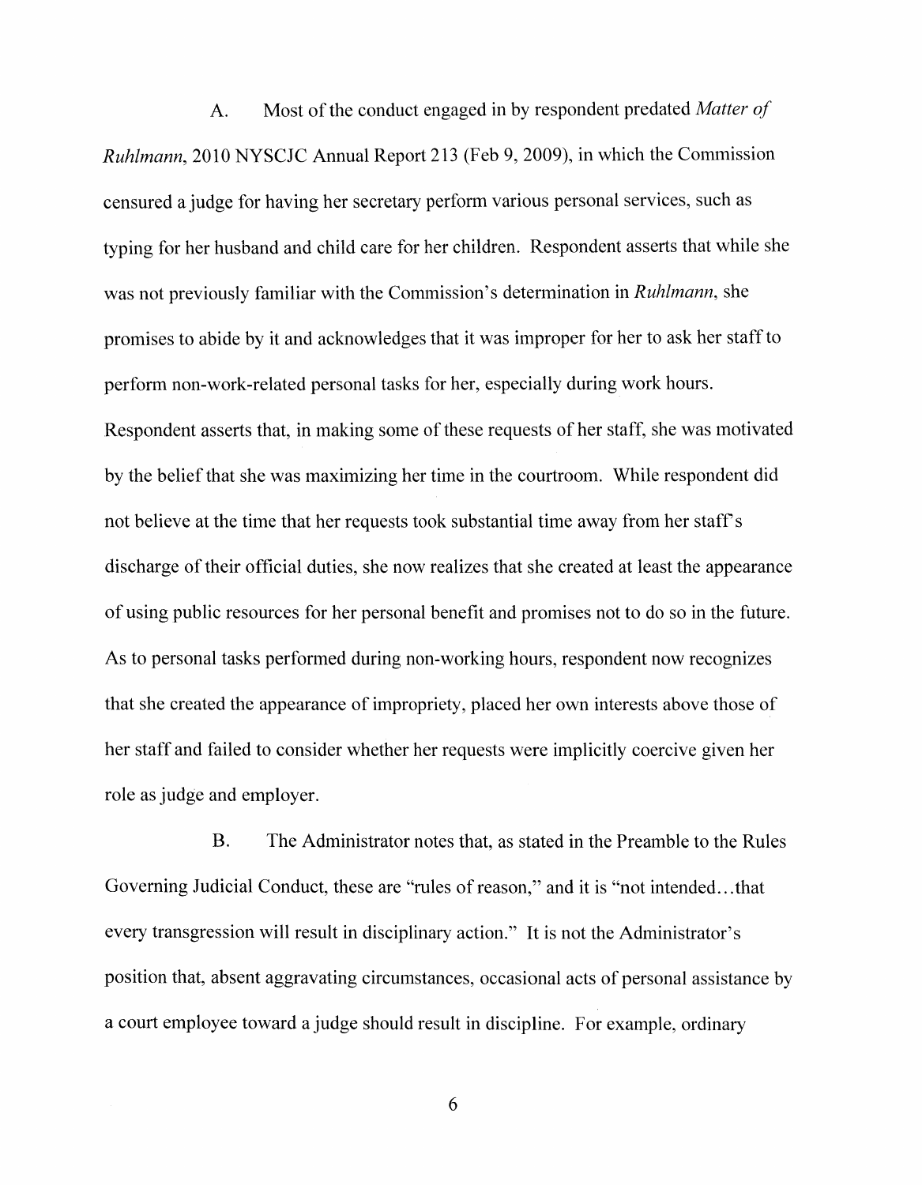A. Most of the conduct engaged in by respondent predated *Matter of Ruhlmann*, 2010 NYSCJC Annual Report 213 (Feb 9, 2009), in which the Commission censured a judge for having her secretary perform various personal services, such as typing for her husband and child care for her children. Respondent asserts that while she was not previously familiar with the Commission's determination in *Ruhlmann*, she promises to abide by it and acknowledges that it was improper for her to ask her staff to perform non-work-related personal tasks for her, especially during work hours. Respondent asserts that, in making some of these requests of her staff, she was motivated by the belief that she was maximizing her time in the courtroom. While respondent did not believe at the time that her requests took substantial time away from her staff's discharge of their official duties, she now realizes that she created at least the appearance of using public resources for her personal benefit and promises not to do so in the future. As to personal tasks performed during non-working hours, respondent now recognizes that she created the appearance of impropriety, placed her own interests above those of her staff and failed to consider whether her requests were implicitly coercive given her role as judge and employer.

B. The Administrator notes that, as stated in the Preamble to the Rules Governing Judicial Conduct, these are "rules of reason," and it is "not intended…that every transgression will result in disciplinary action." It is not the Administrator's position that, absent aggravating circumstances, occasional acts of personal assistance by a court employee toward a judge should result in discipline. For example, ordinary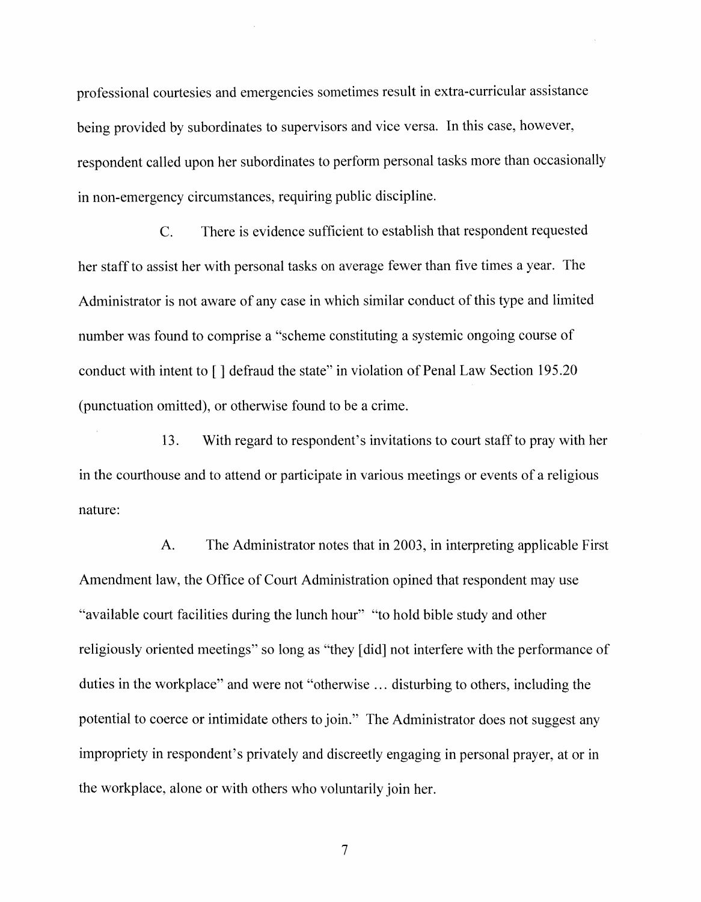professional courtesies and emergencies sometimes result in extra-curricular assistance being provided by subordinates to supervisors and vice versa. In this case, however, respondent called upon her subordinates to perform personal tasks more than occasionally in non-emergency circumstances, requiring public discipline.

C. There is evidence sufficient to establish that respondent requested her staff to assist her with personal tasks on average fewer than five times a year. The Administrator is not aware of any case in which similar conduct of this type and limited number was found to comprise a "scheme constituting a systemic ongoing course of conduct with intent to [ ] defraud the state" in violation of Penal Law Section 195.20 (punctuation omitted), or otherwise found to be a crime.

13. With regard to respondent's invitations to court staff to pray with her in the courthouse and to attend or participate in various meetings or events of a religious nature:

A. The Administrator notes that in 2003, in interpreting applicable First Amendment law, the Office of Court Administration opined that respondent may use "available court facilities during the lunch hour" "to hold bible study and other religiously oriented meetings" so long as "they [did] not interfere with the performance of duties in the workplace" and were not "otherwise ... disturbing to others, including the potential to coerce or intimidate others to join." The Administrator does not suggest any impropriety in respondent's privately and discreetly engaging in personal prayer, at or in the workplace, alone or with others who voluntarily join her.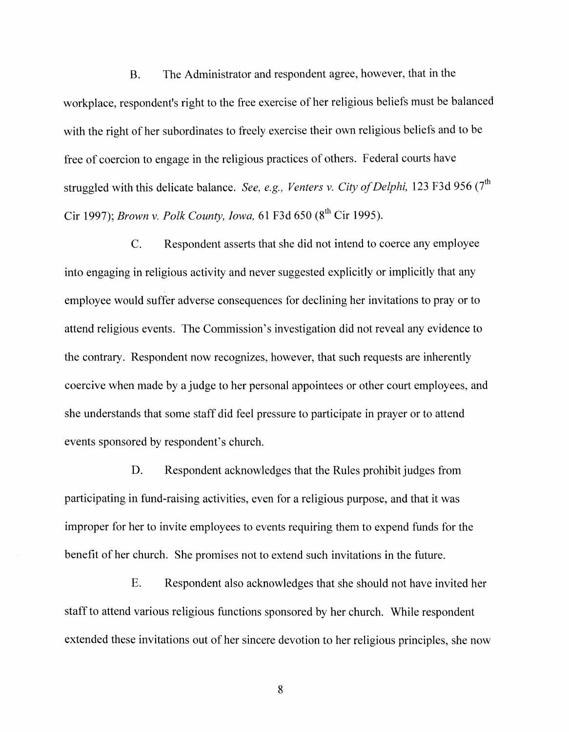B. The Administrator and respondent agree, however, that in the workplace, respondent's right to the free exercise of her religious beliefs must be balanced with the right of her subordinates to freely exercise their own religious beliefs and to be free of coercion to engage in the religious practices of others. Federal courts have struggled with this delicate balance. *See, e.g., Venters v. City of Delphi,* 123 F3d 956 (7th Cir 1997); *Brown v. Polk County, Iowa,* 61 F3d 650 (8th Cir 1995).

C. Respondent asserts that she did not intend to coerce any employee into engaging in religious activity and never suggested explicitly or implicitly that any employee would suffer adverse consequences for declining her invitations to pray or to attend religious events. The Commission's investigation did not reveal any evidence to the contrary. Respondent now recognizes, however, that such requests are inherently coercive when made by a judge to her personal appointees or other court employees, and she understands that some staff did feel pressure to participate in prayer or to attend events sponsored by respondent's church.

D. Respondent acknowledges that the Rules prohibit judges from participating in fund-raising activities, even for a religious purpose, and that it was improper for her to invite employees to events requiring them to expend funds for the benefit of her church. She promises not to extend such invitations in the future.

E. Respondent also acknowledges that she should not have invited her staff to attend various religious functions sponsored by her church. While respondent extended these invitations out of her sincere devotion to her religious principles, she now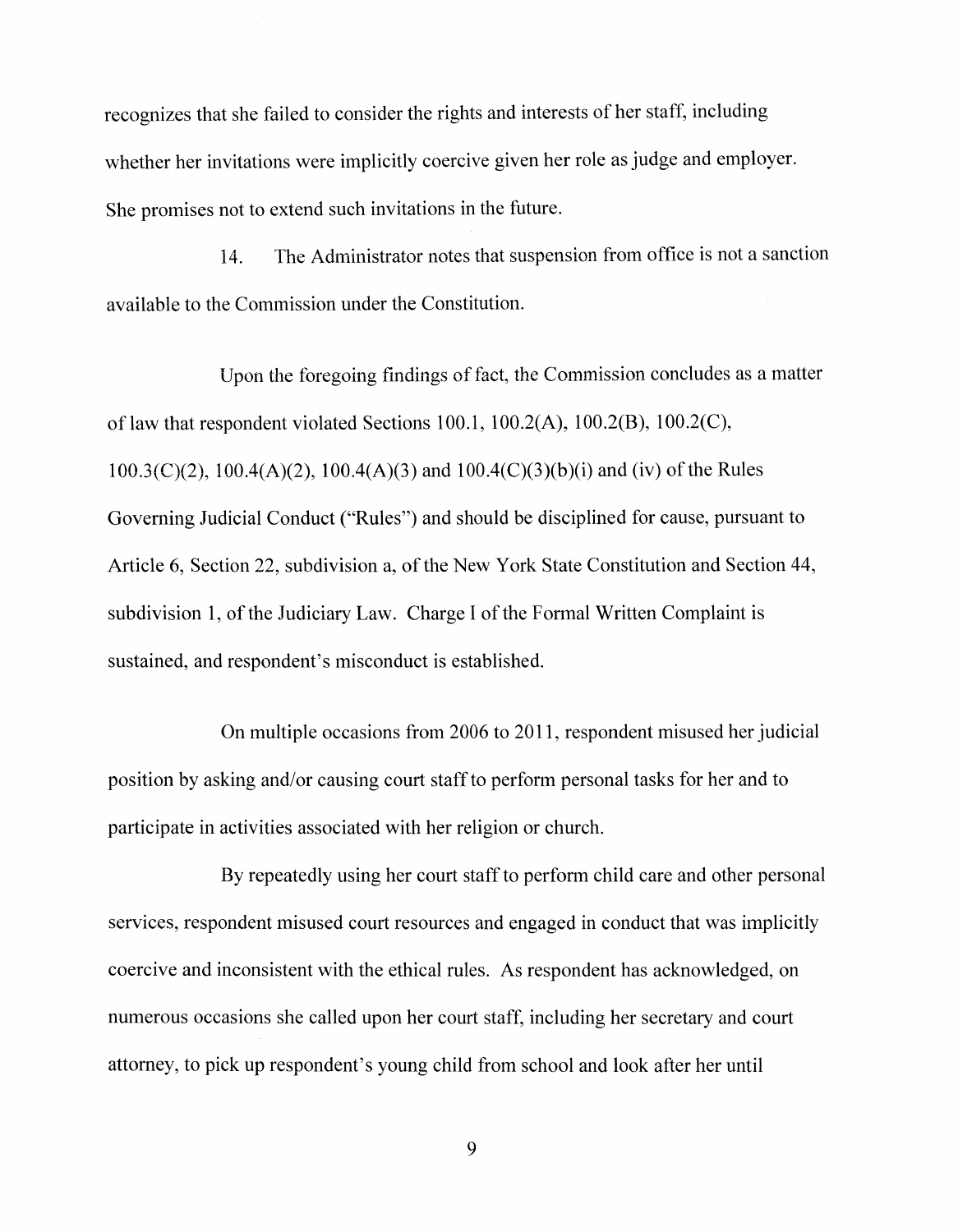recognizes that she failed to consider the rights and interests of her staff, including whether her invitations were implicitly coercive given her role as judge and employer. She promises not to extend such invitations in the future.

14. The Administrator notes that suspension from office is not a sanction available to the Commission under the Constitution.

Upon the foregoing findings of fact, the Commission concludes as a matter of law that respondent violated Sections 100.1, 100.2(A), 100.2(B), 100.2(C), 100.3(C)(2), 100.4(A)(2), 100.4(A)(3) and 100.4(C)(3)(b)(i) and (iv) of the Rules Governing Judicial Conduct ("Rules") and should be disciplined for cause, pursuant to Article 6, Section 22, subdivision a, of the New York State Constitution and Section 44, subdivision 1, of the Judiciary Law. Charge I of the Formal Written Complaint is sustained, and respondent's misconduct is established.

On multiple occasions from 2006 to 2011, respondent misused her judicial position by asking and/or causing court staff to perform personal tasks for her and to participate in activities associated with her religion or church.

By repeatedly using her court staff to perform child care and other personal services, respondent misused court resources and engaged in conduct that was implicitly coercive and inconsistent with the ethical rules. As respondent has acknowledged, on numerous occasions she called upon her court staff, including her secretary and court attorney, to pick up respondent's young child from school and look after her until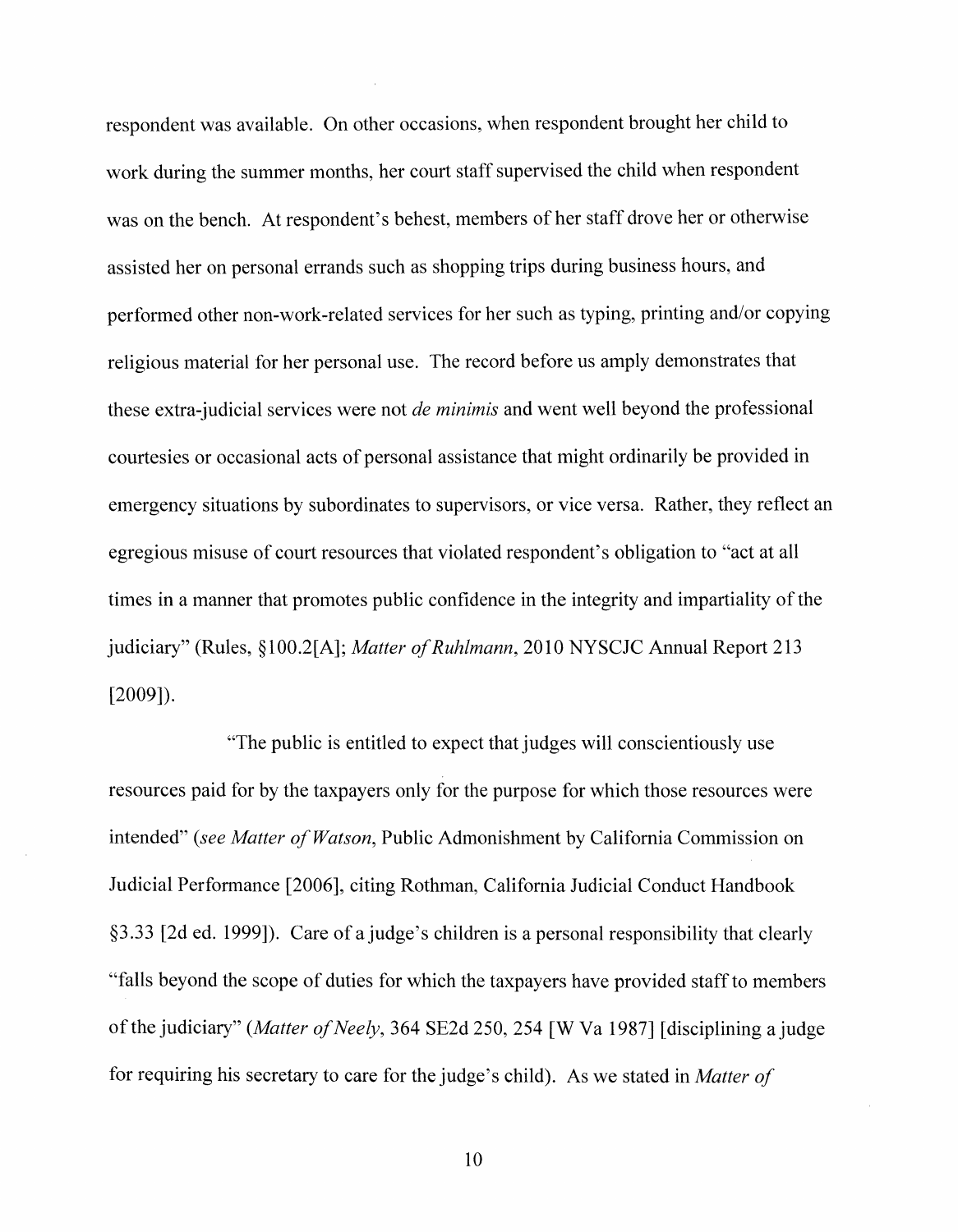respondent was available. On other occasions, when respondent brought her child to work during the summer months, her court staff supervised the child when respondent was on the bench. At respondent's behest, members of her staff drove her or otherwise assisted her on personal errands such as shopping trips during business hours, and performed other non-work-related services for her such as typing, printing and/or copying religious material for her personal use. The record before us amply demonstrates that these extra-judicial services were not *de minimis* and went well beyond the professional courtesies or occasional acts of personal assistance that might ordinarily be provided in emergency situations by subordinates to supervisors, or vice versa. Rather, they reflect an egregious misuse of court resources that violated respondent's obligation to "act at all times in a manner that promotes public confidence in the integrity and impartiality of the judiciary" (Rules, §100.2[A]; *Matter of Ruhlmann*, 2010 NYSCJC Annual Report 213 [2009]).

"The public is entitled to expect that judges will conscientiously use resources paid for by the taxpayers only for the purpose for which those resources were intended" (*see Matter of Watson*, Public Admonishment by California Commission on Judicial Performance [2006], citing Rothman, California Judicial Conduct Handbook §3.33 [2d ed. 1999]). Care of a judge's children is a personal responsibility that clearly "falls beyond the scope of duties for which the taxpayers have provided staff to members of the judiciary" (*Matter of Neely*, 364 SE2d 250, 254 [W Va 1987] [disciplining a judge for requiring his secretary to care for the judge's child). As we stated in *Matter of*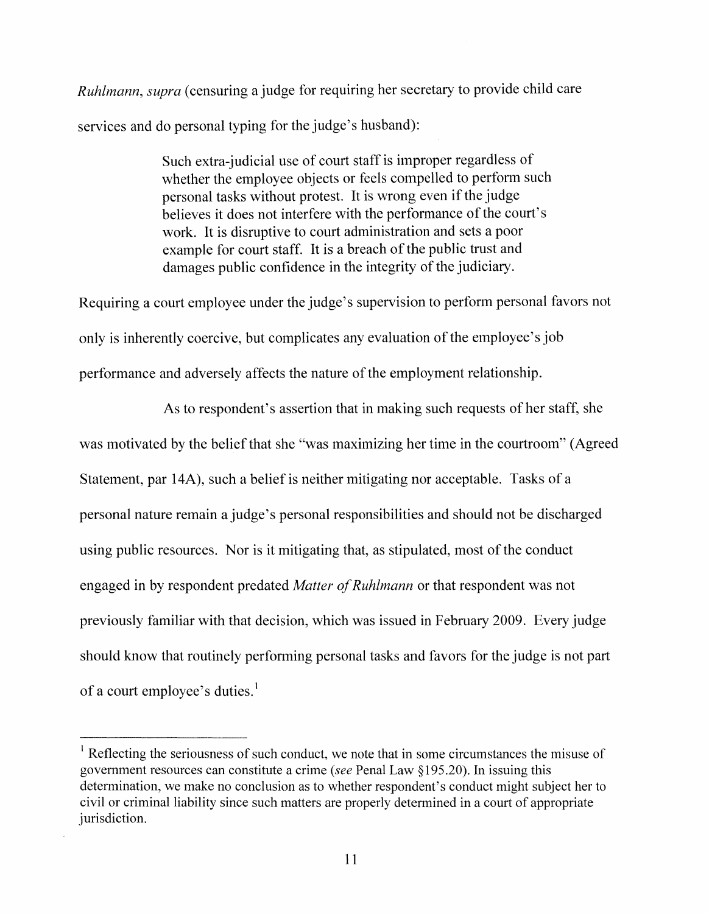*Ruhlmann, supra* (censuring a judge for requiring her secretary to provide child care services and do personal typing for the judge's husband):

> Such extra-judicial use of court staff is improper regardless of whether the employee objects or feels compelled to perform such personal tasks without protest. It is wrong even if the judge believes it does not interfere with the performance of the court's work. It is disruptive to court administration and sets a poor example for court staff. It is a breach of the public trust and damages public confidence in the integrity of the judiciary.

Requiring a court employee under the judge's supervision to perform personal favors not only is inherently coercive, but complicates any evaluation of the employee's job performance and adversely affects the nature of the employment relationship.

As to respondent's assertion that in making such requests of her staff, she was motivated by the belief that she "was maximizing her time in the courtroom" (Agreed Statement, par 14A), such a belief is neither mitigating nor acceptable. Tasks of a personal nature remain a judge's personal responsibilities and should not be discharged using public resources. Nor is it mitigating that, as stipulated, most of the conduct engaged in by respondent predated *Matter of Ruhlmann* or that respondent was not previously familiar with that decision, which was issued in February 2009. Every judge should know that routinely performing personal tasks and favors for the judge is not part of a court employee's duties.[1]

---

[1] Reflecting the seriousness of such conduct, we note that in some circumstances the misuse of government resources can constitute a crime (*see* Penal Law §195.20). In issuing this determination, we make no conclusion as to whether respondent's conduct might subject her to civil or criminal liability since such matters are properly determined in a court of appropriate jurisdiction.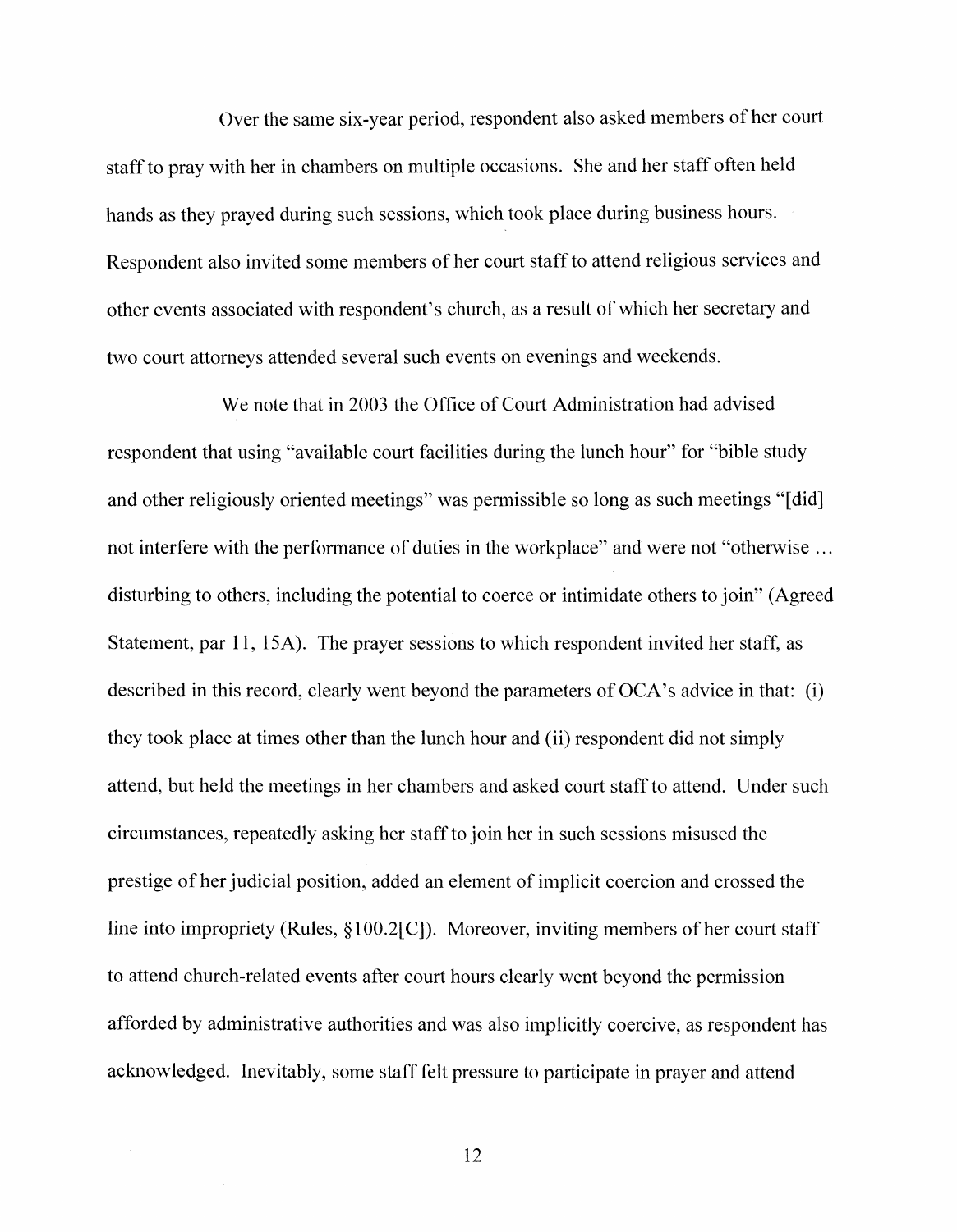Over the same six-year period, respondent also asked members of her court staff to pray with her in chambers on multiple occasions. She and her staff often held hands as they prayed during such sessions, which took place during business hours. Respondent also invited some members of her court staff to attend religious services and other events associated with respondent's church, as a result of which her secretary and two court attorneys attended several such events on evenings and weekends.

We note that in 2003 the Office of Court Administration had advised respondent that using "available court facilities during the lunch hour" for "bible study and other religiously oriented meetings" was permissible so long as such meetings "[did] not interfere with the performance of duties in the workplace" and were not "otherwise … disturbing to others, including the potential to coerce or intimidate others to join" (Agreed Statement, par 11, 15A). The prayer sessions to which respondent invited her staff, as described in this record, clearly went beyond the parameters of OCA's advice in that: (i) they took place at times other than the lunch hour and (ii) respondent did not simply attend, but held the meetings in her chambers and asked court staff to attend. Under such circumstances, repeatedly asking her staff to join her in such sessions misused the prestige of her judicial position, added an element of implicit coercion and crossed the line into impropriety (Rules, §100.2[C]). Moreover, inviting members of her court staff to attend church-related events after court hours clearly went beyond the permission afforded by administrative authorities and was also implicitly coercive, as respondent has acknowledged. Inevitably, some staff felt pressure to participate in prayer and attend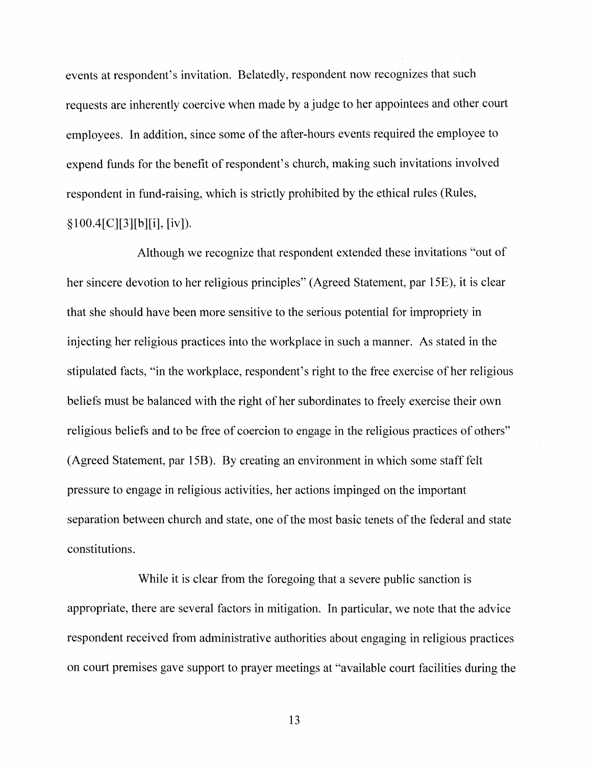events at respondent's invitation. Belatedly, respondent now recognizes that such requests are inherently coercive when made by a judge to her appointees and other court employees. In addition, since some of the after-hours events required the employee to expend funds for the benefit of respondent's church, making such invitations involved respondent in fund-raising, which is strictly prohibited by the ethical rules (Rules, §100.4[C][3][b][i], [iv]).

Although we recognize that respondent extended these invitations "out of her sincere devotion to her religious principles" (Agreed Statement, par 15E), it is clear that she should have been more sensitive to the serious potential for impropriety in injecting her religious practices into the workplace in such a manner. As stated in the stipulated facts, "in the workplace, respondent's right to the free exercise of her religious beliefs must be balanced with the right of her subordinates to freely exercise their own religious beliefs and to be free of coercion to engage in the religious practices of others" (Agreed Statement, par 15B). By creating an environment in which some staff felt pressure to engage in religious activities, her actions impinged on the important separation between church and state, one of the most basic tenets of the federal and state constitutions.

While it is clear from the foregoing that a severe public sanction is appropriate, there are several factors in mitigation. In particular, we note that the advice respondent received from administrative authorities about engaging in religious practices on court premises gave support to prayer meetings at "available court facilities during the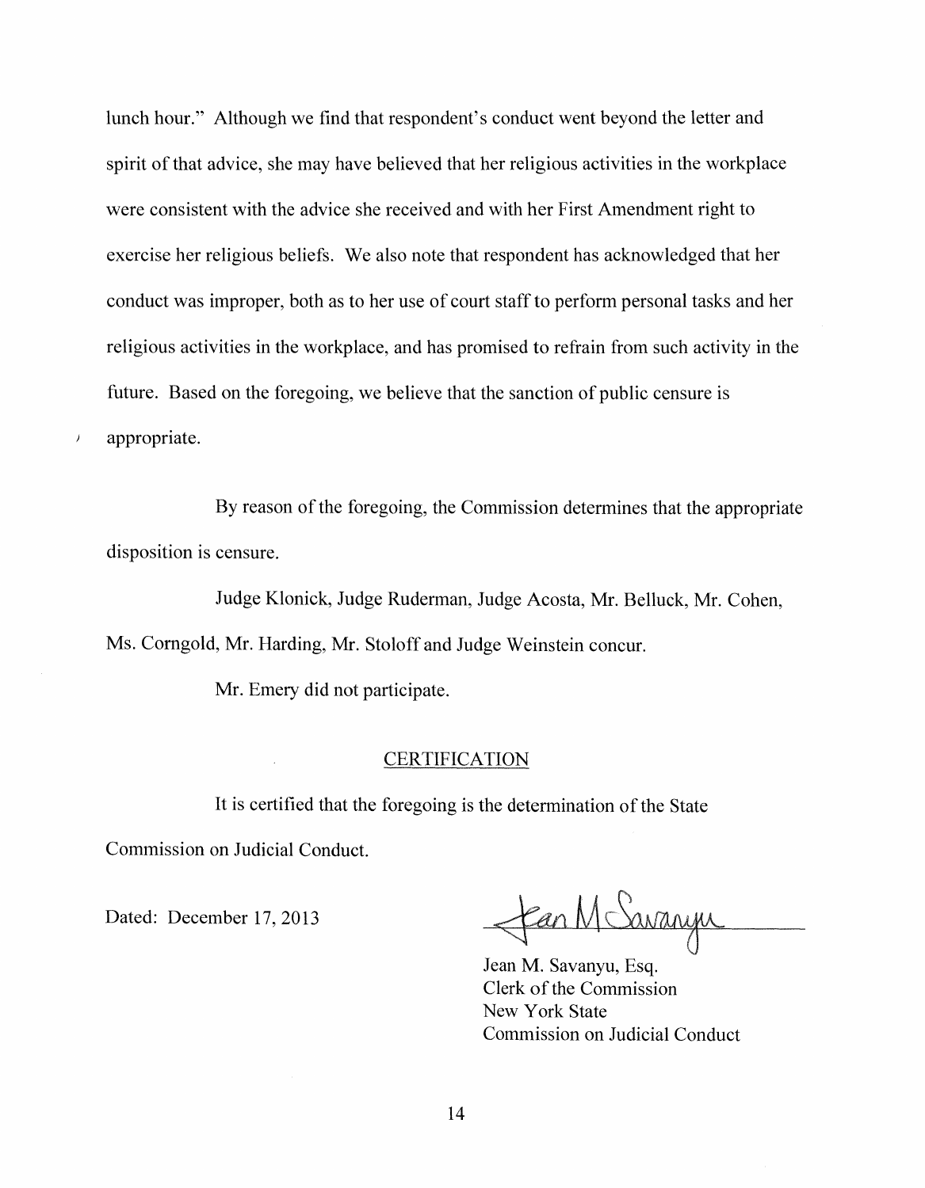lunch hour." Although we find that respondent's conduct went beyond the letter and spirit of that advice, she may have believed that her religious activities in the workplace were consistent with the advice she received and with her First Amendment right to exercise her religious beliefs. We also note that respondent has acknowledged that her conduct was improper, both as to her use of court staff to perform personal tasks and her religious activities in the workplace, and has promised to refrain from such activity in the future. Based on the foregoing, we believe that the sanction of public censure is appropriate.

By reason of the foregoing, the Commission determines that the appropriate disposition is censure.

Judge Klonick, Judge Ruderman, Judge Acosta, Mr. Belluck, Mr. Cohen, Ms. Corngold, Mr. Harding, Mr. Stoloff and Judge Weinstein concur.

Mr. Emery did not participate.

## CERTIFICATION

It is certified that the foregoing is the determination of the State Commission on Judicial Conduct.

Dated: December 17, 2013

Jean M. Savanyu, Esq.
Clerk of the Commission
New York State
Commission on Judicial Conduct